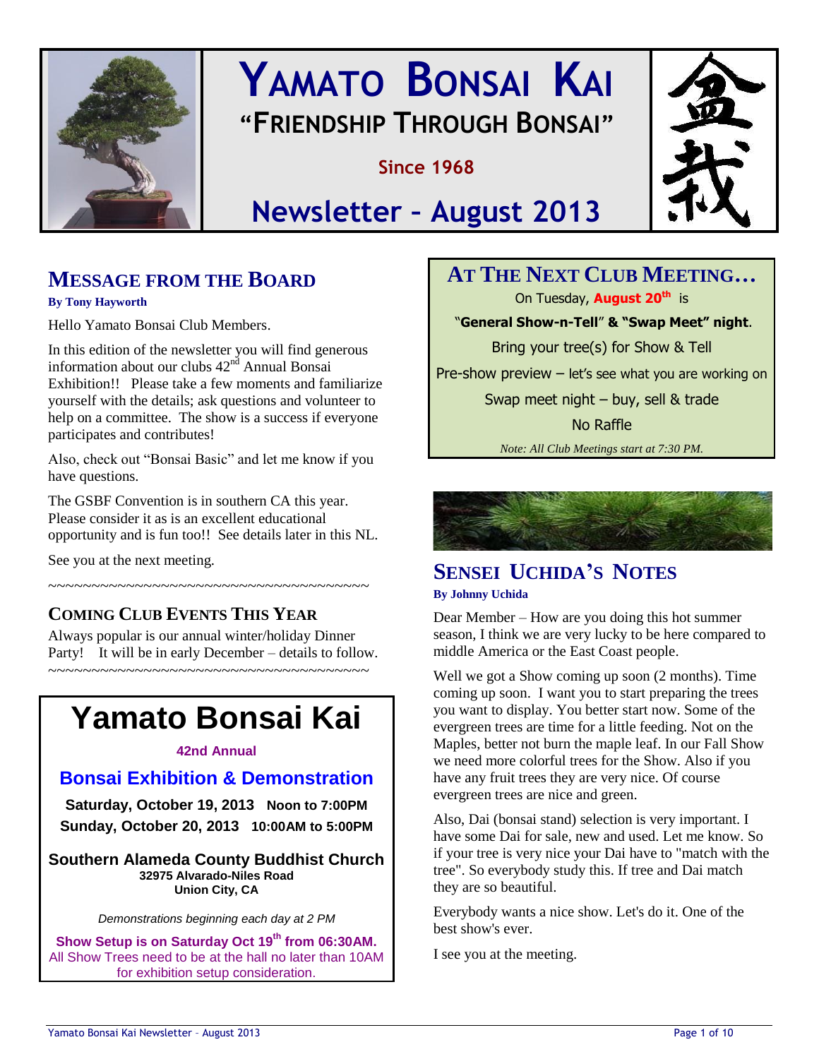# YAMATO BONSAI KAI

## "FRIENDSHIP THROUGH BONSAI"

**Since 1968**

## Newsletter – August 2013

盆栽

## MESSAGE FROM THE BOARD

**By Tony Hayworth**

Hello Yamato Bonsai Club Members.

In this edition of the newsletter you will find generous information about our clubs 42nd Annual Bonsai Exhibition!! Please take a few moments and familiarize yourself with the details; ask questions and volunteer to help on a committee. The show is a success if everyone participates and contributes!

Also, check out "Bonsai Basic" and let me know if you have questions.

The GSBF Convention is in southern CA this year. Please consider it as is an excellent educational opportunity and is fun too!! See details later in this NL.

See you at the next meeting.

~~~~~~~~~~~~~~~~~~~~~~~~~~~~~~~~~~~~~~~~

## COMING CLUB EVENTS THIS YEAR

Always popular is our annual winter/holiday Dinner Party! It will be in early December – details to follow.

~~~~~~~~~~~~~~~~~~~~~~~~~~~~~~~~~~~~~~~~

# Yamato Bonsai Kai

**42nd Annual**

## Bonsai Exhibition & Demonstration

**Saturday, October 19, 2013 Noon to 7:00PM**
**Sunday, October 20, 2013 10:00AM to 5:00PM**

**Southern Alameda County Buddhist Church**
**32975 Alvarado-Niles Road**
**Union City, CA**

*Demonstrations beginning each day at 2 PM*

**Show Setup is on Saturday Oct 19th from 06:30AM.**
All Show Trees need to be at the hall no later than 10AM for exhibition setup consideration.

## AT THE NEXT CLUB MEETING…

On Tuesday, **August 20th** is

"**General Show-n-Tell**" **& "Swap Meet" night**.

Bring your tree(s) for Show & Tell

Pre-show preview – let's see what you are working on

Swap meet night – buy, sell & trade

No Raffle

*Note: All Club Meetings start at 7:30 PM.*

## SENSEI UCHIDA'S NOTES

**By Johnny Uchida**

Dear Member – How are you doing this hot summer season, I think we are very lucky to be here compared to middle America or the East Coast people.

Well we got a Show coming up soon (2 months). Time coming up soon. I want you to start preparing the trees you want to display. You better start now. Some of the evergreen trees are time for a little feeding. Not on the Maples, better not burn the maple leaf. In our Fall Show we need more colorful trees for the Show. Also if you have any fruit trees they are very nice. Of course evergreen trees are nice and green.

Also, Dai (bonsai stand) selection is very important. I have some Dai for sale, new and used. Let me know. So if your tree is very nice your Dai have to "match with the tree". So everybody study this. If tree and Dai match they are so beautiful.

Everybody wants a nice show. Let's do it. One of the best show's ever.

I see you at the meeting.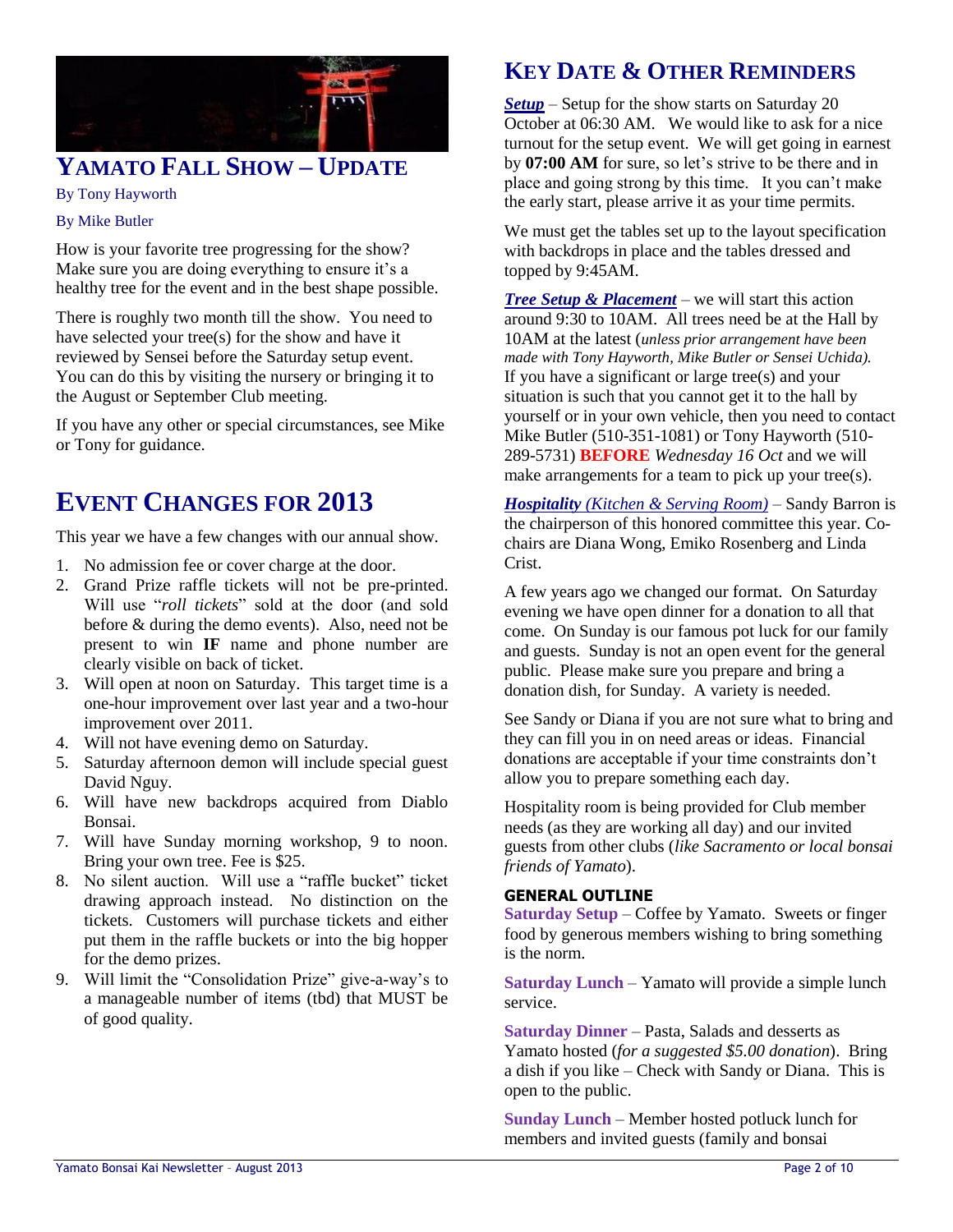# YAMATO FALL SHOW – UPDATE

By Tony Hayworth

By Mike Butler

How is your favorite tree progressing for the show? Make sure you are doing everything to ensure it's a healthy tree for the event and in the best shape possible.

There is roughly two month till the show. You need to have selected your tree(s) for the show and have it reviewed by Sensei before the Saturday setup event. You can do this by visiting the nursery or bringing it to the August or September Club meeting.

If you have any other or special circumstances, see Mike or Tony for guidance.

# EVENT CHANGES FOR 2013

This year we have a few changes with our annual show.

1. No admission fee or cover charge at the door.
2. Grand Prize raffle tickets will not be pre-printed. Will use "*roll tickets*" sold at the door (and sold before & during the demo events). Also, need not be present to win **IF** name and phone number are clearly visible on back of ticket.
3. Will open at noon on Saturday. This target time is a one-hour improvement over last year and a two-hour improvement over 2011.
4. Will not have evening demo on Saturday.
5. Saturday afternoon demon will include special guest David Nguy.
6. Will have new backdrops acquired from Diablo Bonsai.
7. Will have Sunday morning workshop, 9 to noon. Bring your own tree. Fee is $25.
8. No silent auction. Will use a "raffle bucket" ticket drawing approach instead. No distinction on the tickets. Customers will purchase tickets and either put them in the raffle buckets or into the big hopper for the demo prizes.
9. Will limit the "Consolidation Prize" give-a-way's to a manageable number of items (tbd) that MUST be of good quality.

# KEY DATE & OTHER REMINDERS

***Setup*** – Setup for the show starts on Saturday 20 October at 06:30 AM. We would like to ask for a nice turnout for the setup event. We will get going in earnest by **07:00 AM** for sure, so let's strive to be there and in place and going strong by this time. It you can't make the early start, please arrive it as your time permits.

We must get the tables set up to the layout specification with backdrops in place and the tables dressed and topped by 9:45AM.

***Tree Setup & Placement*** – we will start this action around 9:30 to 10AM. All trees need be at the Hall by 10AM at the latest (*unless prior arrangement have been made with Tony Hayworth, Mike Butler or Sensei Uchida).* If you have a significant or large tree(s) and your situation is such that you cannot get it to the hall by yourself or in your own vehicle, then you need to contact Mike Butler (510-351-1081) or Tony Hayworth (510-289-5731) **BEFORE** *Wednesday 16 Oct* and we will make arrangements for a team to pick up your tree(s).

***Hospitality** (Kitchen & Serving Room)* – Sandy Barron is the chairperson of this honored committee this year. Co-chairs are Diana Wong, Emiko Rosenberg and Linda Crist.

A few years ago we changed our format. On Saturday evening we have open dinner for a donation to all that come. On Sunday is our famous pot luck for our family and guests. Sunday is not an open event for the general public. Please make sure you prepare and bring a donation dish, for Sunday. A variety is needed.

See Sandy or Diana if you are not sure what to bring and they can fill you in on need areas or ideas. Financial donations are acceptable if your time constraints don't allow you to prepare something each day.

Hospitality room is being provided for Club member needs (as they are working all day) and our invited guests from other clubs (*like Sacramento or local bonsai friends of Yamato*).

**GENERAL OUTLINE**

**Saturday Setup** – Coffee by Yamato. Sweets or finger food by generous members wishing to bring something is the norm.

**Saturday Lunch** – Yamato will provide a simple lunch service.

**Saturday Dinner** – Pasta, Salads and desserts as Yamato hosted (*for a suggested $5.00 donation*). Bring a dish if you like – Check with Sandy or Diana. This is open to the public.

**Sunday Lunch** – Member hosted potluck lunch for members and invited guests (family and bonsai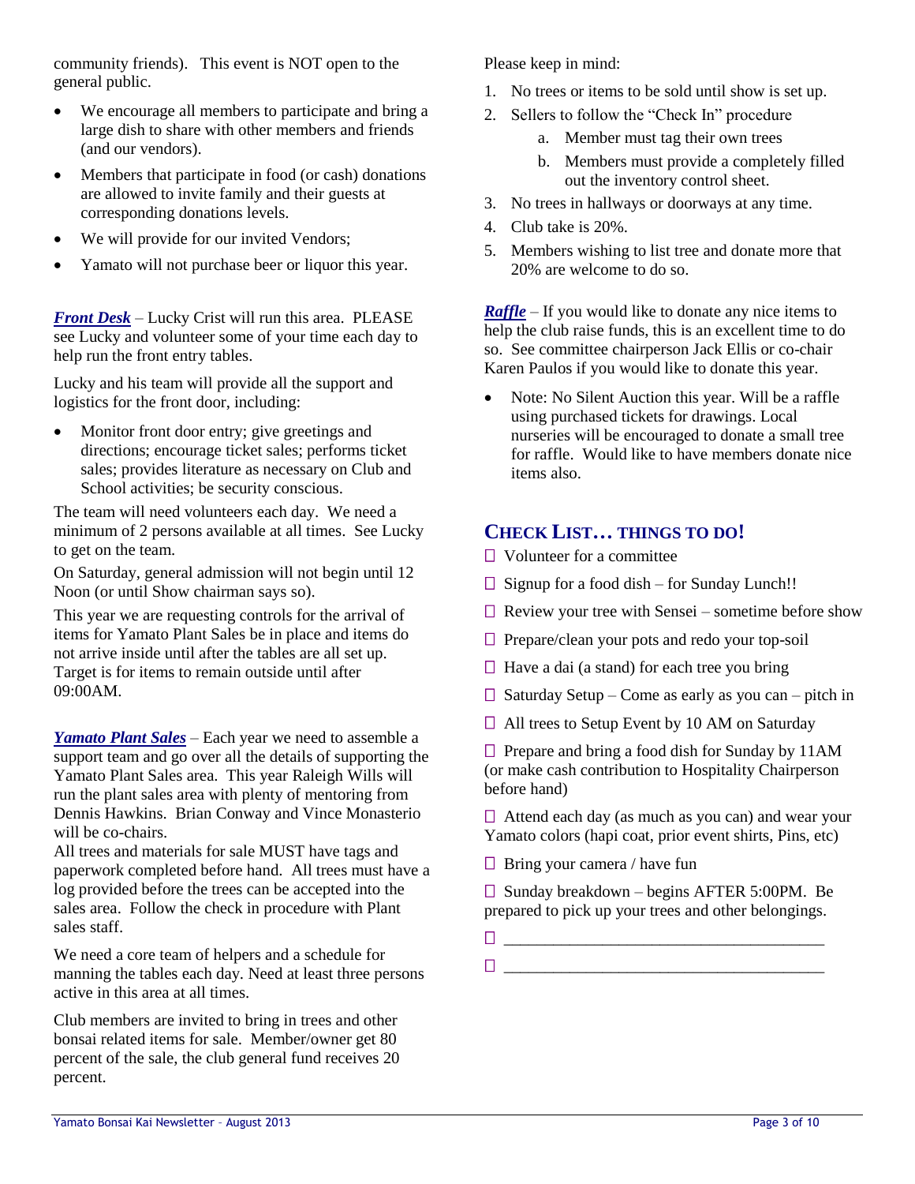community friends). This event is NOT open to the general public.

- We encourage all members to participate and bring a large dish to share with other members and friends (and our vendors).
- Members that participate in food (or cash) donations are allowed to invite family and their guests at corresponding donations levels.
- We will provide for our invited Vendors;
- Yamato will not purchase beer or liquor this year.

***Front Desk*** – Lucky Crist will run this area. PLEASE see Lucky and volunteer some of your time each day to help run the front entry tables.

Lucky and his team will provide all the support and logistics for the front door, including:

- Monitor front door entry; give greetings and directions; encourage ticket sales; performs ticket sales; provides literature as necessary on Club and School activities; be security conscious.

The team will need volunteers each day. We need a minimum of 2 persons available at all times. See Lucky to get on the team.

On Saturday, general admission will not begin until 12 Noon (or until Show chairman says so).

This year we are requesting controls for the arrival of items for Yamato Plant Sales be in place and items do not arrive inside until after the tables are all set up. Target is for items to remain outside until after 09:00AM.

***Yamato Plant Sales*** – Each year we need to assemble a support team and go over all the details of supporting the Yamato Plant Sales area. This year Raleigh Wills will run the plant sales area with plenty of mentoring from Dennis Hawkins. Brian Conway and Vince Monasterio will be co-chairs.

All trees and materials for sale MUST have tags and paperwork completed before hand. All trees must have a log provided before the trees can be accepted into the sales area. Follow the check in procedure with Plant sales staff.

We need a core team of helpers and a schedule for manning the tables each day. Need at least three persons active in this area at all times.

Club members are invited to bring in trees and other bonsai related items for sale. Member/owner get 80 percent of the sale, the club general fund receives 20 percent.

Please keep in mind:

1. No trees or items to be sold until show is set up.
2. Sellers to follow the "Check In" procedure
    a. Member must tag their own trees
    b. Members must provide a completely filled out the inventory control sheet.
3. No trees in hallways or doorways at any time.
4. Club take is 20%.
5. Members wishing to list tree and donate more that 20% are welcome to do so.

***Raffle*** – If you would like to donate any nice items to help the club raise funds, this is an excellent time to do so. See committee chairperson Jack Ellis or co-chair Karen Paulos if you would like to donate this year.

- Note: No Silent Auction this year. Will be a raffle using purchased tickets for drawings. Local nurseries will be encouraged to donate a small tree for raffle. Would like to have members donate nice items also.

## CHECK LIST… THINGS TO DO!

- ☐ Volunteer for a committee
- ☐ Signup for a food dish – for Sunday Lunch!!
- ☐ Review your tree with Sensei – sometime before show
- ☐ Prepare/clean your pots and redo your top-soil
- ☐ Have a dai (a stand) for each tree you bring
- ☐ Saturday Setup – Come as early as you can – pitch in
- ☐ All trees to Setup Event by 10 AM on Saturday
- ☐ Prepare and bring a food dish for Sunday by 11AM (or make cash contribution to Hospitality Chairperson before hand)
- ☐ Attend each day (as much as you can) and wear your Yamato colors (hapi coat, prior event shirts, Pins, etc)
- ☐ Bring your camera / have fun
- ☐ Sunday breakdown – begins AFTER 5:00PM. Be prepared to pick up your trees and other belongings.
- ☐ ________________________________________
- ☐ ________________________________________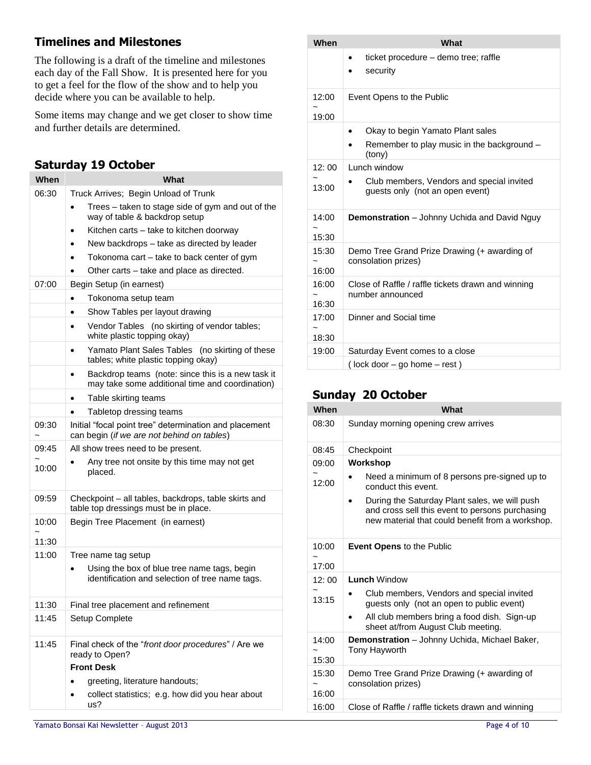## Timelines and Milestones

The following is a draft of the timeline and milestones each day of the Fall Show. It is presented here for you to get a feel for the flow of the show and to help you decide where you can be available to help.

Some items may change and we get closer to show time and further details are determined.

### Saturday 19 October

| When | What |
|---|---|
| 06:30 | Truck Arrives; Begin Unload of Trunk<br>• Trees – taken to stage side of gym and out of the way of table & backdrop setup<br>• Kitchen carts – take to kitchen doorway<br>• New backdrops – take as directed by leader<br>• Tokonoma cart – take to back center of gym<br>• Other carts – take and place as directed. |
| 07:00 | Begin Setup (in earnest) |
| | • Tokonoma setup team |
| | • Show Tables per layout drawing |
| | • Vendor Tables (no skirting of vendor tables; white plastic topping okay) |
| | • Yamato Plant Sales Tables (no skirting of these tables; white plastic topping okay) |
| | • Backdrop teams (note: since this is a new task it may take some additional time and coordination) |
| | • Table skirting teams |
| | • Tabletop dressing teams |
| 09:30 ~ | Initial "focal point tree" determination and placement can begin (*if we are not behind on tables*) |
| 09:45 ~ 10:00 | All show trees need to be present.<br>• Any tree not onsite by this time may not get placed. |
| 09:59 | Checkpoint – all tables, backdrops, table skirts and table top dressings must be in place. |
| 10:00 ~ 11:30 | Begin Tree Placement (in earnest) |
| 11:00 | Tree name tag setup<br>• Using the box of blue tree name tags, begin identification and selection of tree name tags. |
| 11:30 | Final tree placement and refinement |
| 11:45 | Setup Complete |
| 11:45 | Final check of the "*front door procedures*" / Are we ready to Open?<br>**Front Desk**<br>• greeting, literature handouts;<br>• collect statistics; e.g. how did you hear about us?<br>• ticket procedure – demo tree; raffle<br>• security |
| 12:00 ~ 19:00 | Event Opens to the Public |
| | • Okay to begin Yamato Plant sales<br>• Remember to play music in the background – (tony) |
| 12: 00 ~ 13:00 | Lunch window<br>• Club members, Vendors and special invited guests only (not an open event) |
| 14:00 ~ 15:30 | **Demonstration** – Johnny Uchida and David Nguy |
| 15:30 ~ 16:00 | Demo Tree Grand Prize Drawing (+ awarding of consolation prizes) |
| 16:00 ~ 16:30 | Close of Raffle / raffle tickets drawn and winning number announced |
| 17:00 ~ 18:30 | Dinner and Social time |
| 19:00 | Saturday Event comes to a close |
| | ( lock door – go home – rest ) |

### Sunday 20 October

| When | What |
|---|---|
| 08:30 | Sunday morning opening crew arrives |
| 08:45 | Checkpoint |
| 09:00 ~ 12:00 | **Workshop**<br>• Need a minimum of 8 persons pre-signed up to conduct this event.<br>• During the Saturday Plant sales, we will push and cross sell this event to persons purchasing new material that could benefit from a workshop. |
| 10:00 ~ 17:00 | **Event Opens** to the Public |
| 12: 00 ~ 13:15 | **Lunch** Window<br>• Club members, Vendors and special invited guests only (not an open to public event)<br>• All club members bring a food dish. Sign-up sheet at/from August Club meeting. |
| 14:00 ~ 15:30 | **Demonstration** – Johnny Uchida, Michael Baker, Tony Hayworth |
| 15:30 ~ 16:00 | Demo Tree Grand Prize Drawing (+ awarding of consolation prizes) |
| 16:00 | Close of Raffle / raffle tickets drawn and winning |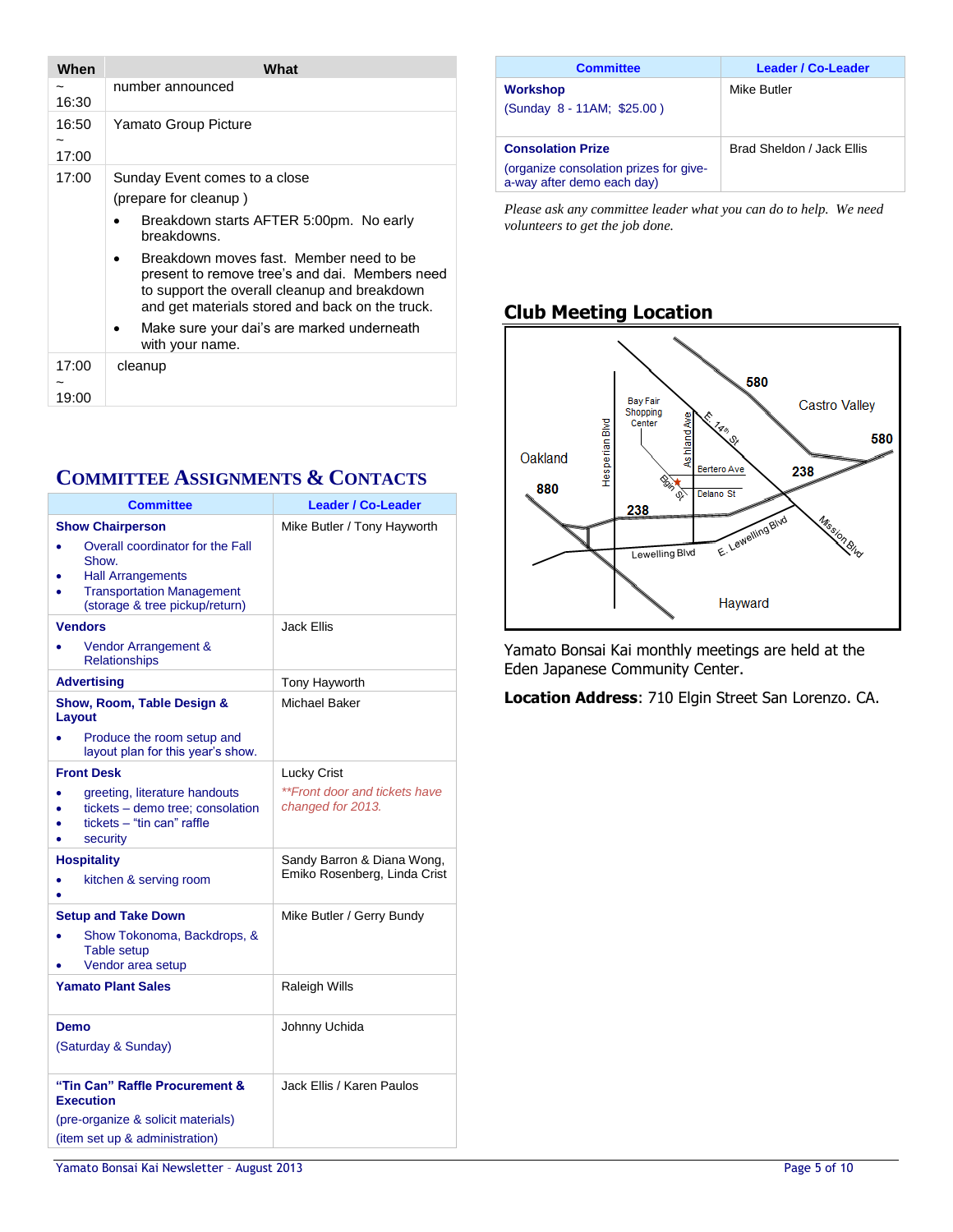| When | What |
|---|---|
| ~ 16:30 | number announced |
| 16:50 ~ 17:00 | Yamato Group Picture |
| 17:00 | Sunday Event comes to a close<br>(prepare for cleanup )<br>• Breakdown starts AFTER 5:00pm. No early breakdowns.<br>• Breakdown moves fast. Member need to be present to remove tree's and dai. Members need to support the overall cleanup and breakdown and get materials stored and back on the truck.<br>• Make sure your dai's are marked underneath with your name. |
| 17:00 ~ 19:00 | cleanup |

## Committee Assignments & Contacts

| Committee | Leader / Co-Leader |
|---|---|
| **Show Chairperson**<br>• Overall coordinator for the Fall Show.<br>• Hall Arrangements<br>• Transportation Management (storage & tree pickup/return) | Mike Butler / Tony Hayworth |
| **Vendors**<br>• Vendor Arrangement & Relationships | Jack Ellis |
| **Advertising** | Tony Hayworth |
| **Show, Room, Table Design & Layout**<br>• Produce the room setup and layout plan for this year's show. | Michael Baker |
| **Front Desk**<br>• greeting, literature handouts<br>• tickets – demo tree; consolation<br>• tickets – "tin can" raffle<br>• security | Lucky Crist<br>*\*\*Front door and tickets have changed for 2013.* |
| **Hospitality**<br>• kitchen & serving room<br>• | Sandy Barron & Diana Wong, Emiko Rosenberg, Linda Crist |
| **Setup and Take Down**<br>• Show Tokonoma, Backdrops, & Table setup<br>• Vendor area setup | Mike Butler / Gerry Bundy |
| **Yamato Plant Sales** | Raleigh Wills |
| **Demo**<br>(Saturday & Sunday) | Johnny Uchida |
| **"Tin Can" Raffle Procurement & Execution**<br>(pre-organize & solicit materials)<br>(item set up & administration) | Jack Ellis / Karen Paulos |
| **Workshop**<br>(Sunday 8 - 11AM; $25.00 ) | Mike Butler |
| **Consolation Prize**<br>(organize consolation prizes for give-a-way after demo each day) | Brad Sheldon / Jack Ellis |

*Please ask any committee leader what you can do to help. We need volunteers to get the job done.*

## Club Meeting Location

Yamato Bonsai Kai monthly meetings are held at the Eden Japanese Community Center.

**Location Address**: 710 Elgin Street San Lorenzo. CA.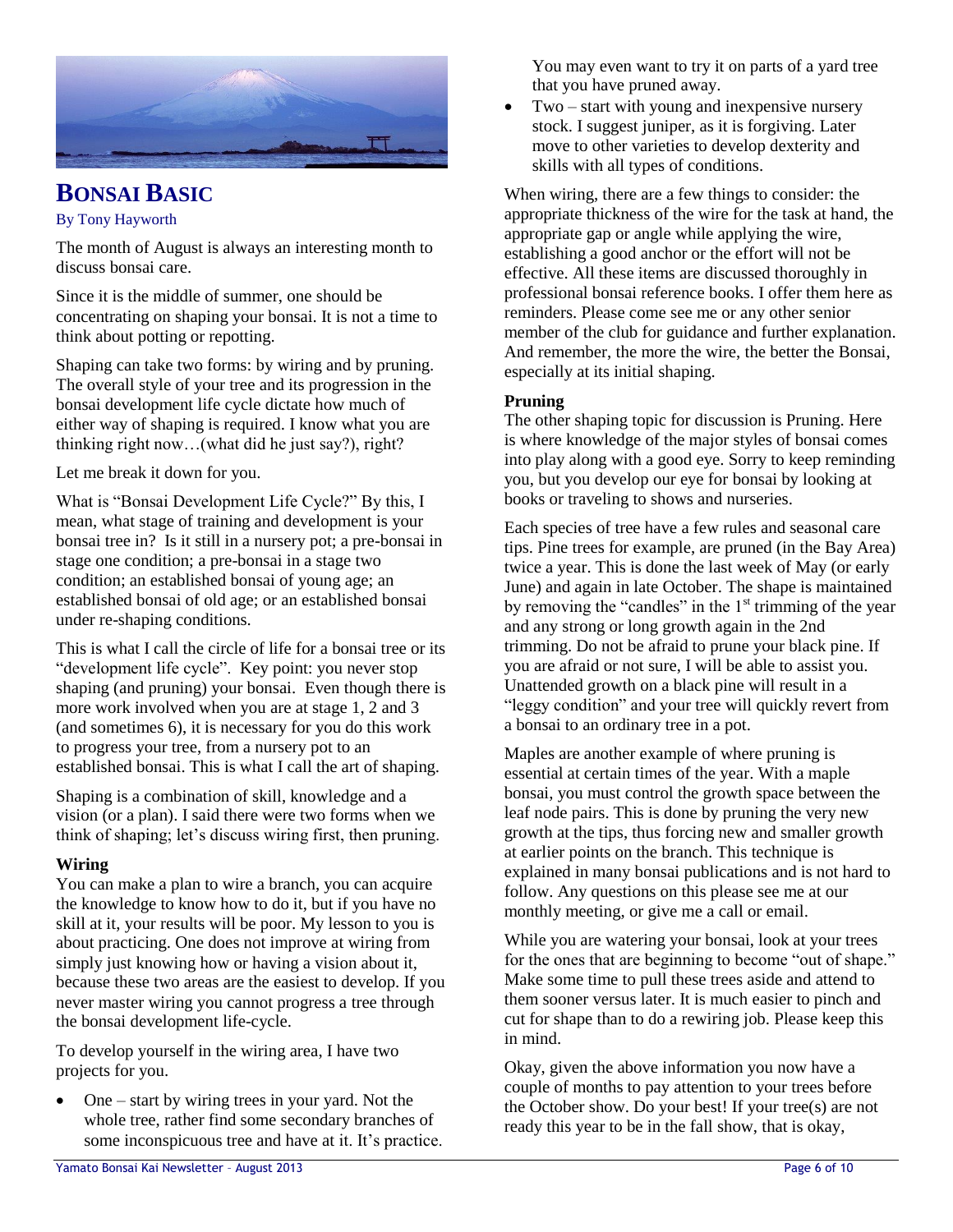# BONSAI BASIC

By Tony Hayworth

The month of August is always an interesting month to discuss bonsai care.

Since it is the middle of summer, one should be concentrating on shaping your bonsai. It is not a time to think about potting or repotting.

Shaping can take two forms: by wiring and by pruning. The overall style of your tree and its progression in the bonsai development life cycle dictate how much of either way of shaping is required. I know what you are thinking right now…(what did he just say?), right?

Let me break it down for you.

What is "Bonsai Development Life Cycle?" By this, I mean, what stage of training and development is your bonsai tree in? Is it still in a nursery pot; a pre-bonsai in stage one condition; a pre-bonsai in a stage two condition; an established bonsai of young age; an established bonsai of old age; or an established bonsai under re-shaping conditions.

This is what I call the circle of life for a bonsai tree or its "development life cycle". Key point: you never stop shaping (and pruning) your bonsai. Even though there is more work involved when you are at stage 1, 2 and 3 (and sometimes 6), it is necessary for you do this work to progress your tree, from a nursery pot to an established bonsai. This is what I call the art of shaping.

Shaping is a combination of skill, knowledge and a vision (or a plan). I said there were two forms when we think of shaping; let's discuss wiring first, then pruning.

**Wiring**

You can make a plan to wire a branch, you can acquire the knowledge to know how to do it, but if you have no skill at it, your results will be poor. My lesson to you is about practicing. One does not improve at wiring from simply just knowing how or having a vision about it, because these two areas are the easiest to develop. If you never master wiring you cannot progress a tree through the bonsai development life-cycle.

To develop yourself in the wiring area, I have two projects for you.

- One – start by wiring trees in your yard. Not the whole tree, rather find some secondary branches of some inconspicuous tree and have at it. It's practice. You may even want to try it on parts of a yard tree that you have pruned away.
- Two – start with young and inexpensive nursery stock. I suggest juniper, as it is forgiving. Later move to other varieties to develop dexterity and skills with all types of conditions.

When wiring, there are a few things to consider: the appropriate thickness of the wire for the task at hand, the appropriate gap or angle while applying the wire, establishing a good anchor or the effort will not be effective. All these items are discussed thoroughly in professional bonsai reference books. I offer them here as reminders. Please come see me or any other senior member of the club for guidance and further explanation. And remember, the more the wire, the better the Bonsai, especially at its initial shaping.

**Pruning**

The other shaping topic for discussion is Pruning. Here is where knowledge of the major styles of bonsai comes into play along with a good eye. Sorry to keep reminding you, but you develop our eye for bonsai by looking at books or traveling to shows and nurseries.

Each species of tree have a few rules and seasonal care tips. Pine trees for example, are pruned (in the Bay Area) twice a year. This is done the last week of May (or early June) and again in late October. The shape is maintained by removing the "candles" in the 1st trimming of the year and any strong or long growth again in the 2nd trimming. Do not be afraid to prune your black pine. If you are afraid or not sure, I will be able to assist you. Unattended growth on a black pine will result in a "leggy condition" and your tree will quickly revert from a bonsai to an ordinary tree in a pot.

Maples are another example of where pruning is essential at certain times of the year. With a maple bonsai, you must control the growth space between the leaf node pairs. This is done by pruning the very new growth at the tips, thus forcing new and smaller growth at earlier points on the branch. This technique is explained in many bonsai publications and is not hard to follow. Any questions on this please see me at our monthly meeting, or give me a call or email.

While you are watering your bonsai, look at your trees for the ones that are beginning to become "out of shape." Make some time to pull these trees aside and attend to them sooner versus later. It is much easier to pinch and cut for shape than to do a rewiring job. Please keep this in mind.

Okay, given the above information you now have a couple of months to pay attention to your trees before the October show. Do your best! If your tree(s) are not ready this year to be in the fall show, that is okay,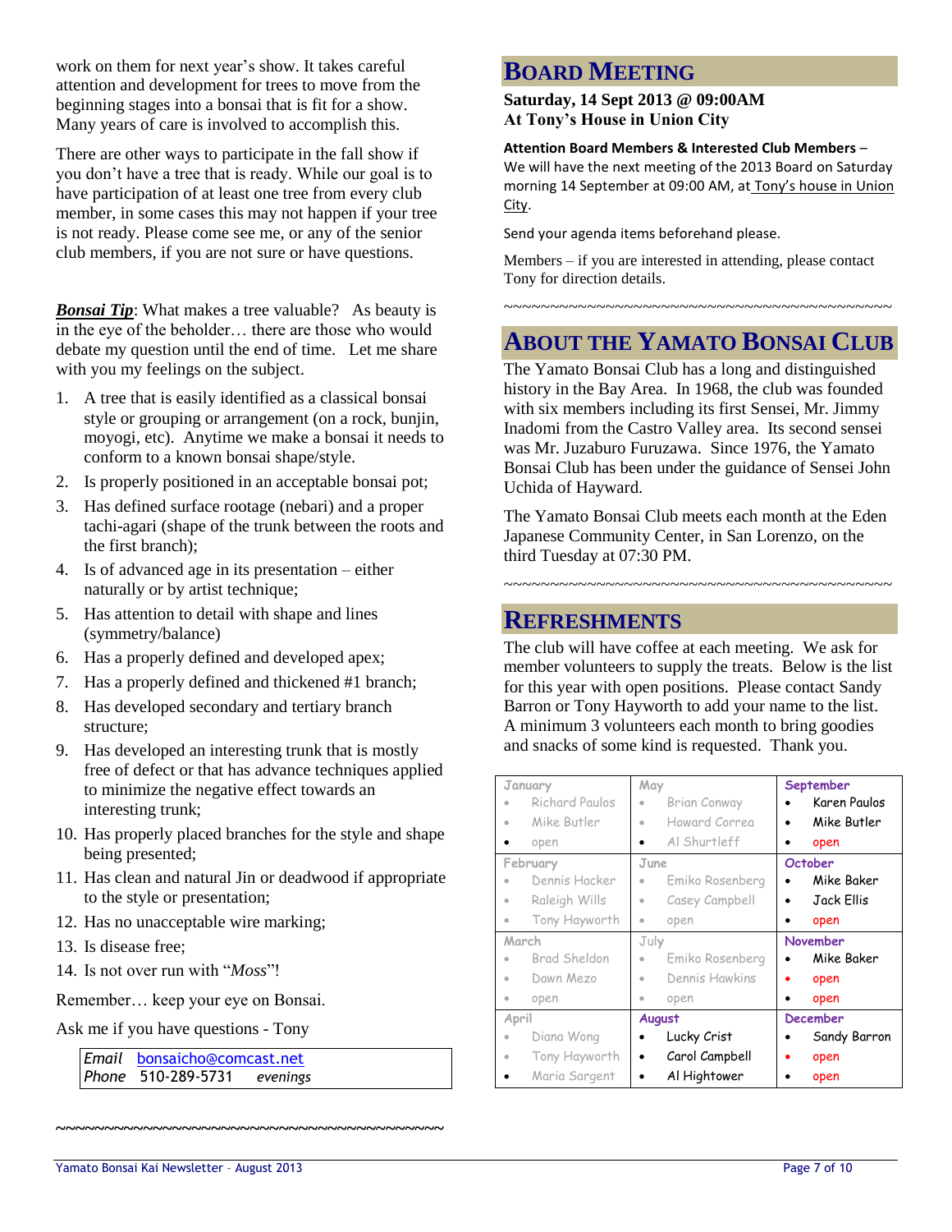work on them for next year's show. It takes careful attention and development for trees to move from the beginning stages into a bonsai that is fit for a show. Many years of care is involved to accomplish this.

There are other ways to participate in the fall show if you don't have a tree that is ready. While our goal is to have participation of at least one tree from every club member, in some cases this may not happen if your tree is not ready. Please come see me, or any of the senior club members, if you are not sure or have questions.

***Bonsai Tip***: What makes a tree valuable? As beauty is in the eye of the beholder… there are those who would debate my question until the end of time. Let me share with you my feelings on the subject.

1. A tree that is easily identified as a classical bonsai style or grouping or arrangement (on a rock, bunjin, moyogi, etc). Anytime we make a bonsai it needs to conform to a known bonsai shape/style.
2. Is properly positioned in an acceptable bonsai pot;
3. Has defined surface rootage (nebari) and a proper tachi-agari (shape of the trunk between the roots and the first branch);
4. Is of advanced age in its presentation – either naturally or by artist technique;
5. Has attention to detail with shape and lines (symmetry/balance)
6. Has a properly defined and developed apex;
7. Has a properly defined and thickened #1 branch;
8. Has developed secondary and tertiary branch structure;
9. Has developed an interesting trunk that is mostly free of defect or that has advance techniques applied to minimize the negative effect towards an interesting trunk;
10. Has properly placed branches for the style and shape being presented;
11. Has clean and natural Jin or deadwood if appropriate to the style or presentation;
12. Has no unacceptable wire marking;
13. Is disease free;
14. Is not over run with "*Moss*"!

Remember… keep your eye on Bonsai.

Ask me if you have questions - Tony

| *Email* bonsaicho@comcast.net |
|---|
| *Phone* 510-289-5731 *evenings* |

~~~~~~~~~~~~~~~~~~~~~~~~~~~~~~~~~~~~~~~~~~~~

## Board Meeting

**Saturday, 14 Sept 2013 @ 09:00AM**
**At Tony's House in Union City**

**Attention Board Members & Interested Club Members** – We will have the next meeting of the 2013 Board on Saturday morning 14 September at 09:00 AM, at Tony's house in Union City.

Send your agenda items beforehand please.

Members – if you are interested in attending, please contact Tony for direction details.

~~~~~~~~~~~~~~~~~~~~~~~~~~~~~~~~~~~~~~~~~~~~

## About the Yamato Bonsai Club

The Yamato Bonsai Club has a long and distinguished history in the Bay Area. In 1968, the club was founded with six members including its first Sensei, Mr. Jimmy Inadomi from the Castro Valley area. Its second sensei was Mr. Juzaburo Furuzawa. Since 1976, the Yamato Bonsai Club has been under the guidance of Sensei John Uchida of Hayward.

The Yamato Bonsai Club meets each month at the Eden Japanese Community Center, in San Lorenzo, on the third Tuesday at 07:30 PM.

~~~~~~~~~~~~~~~~~~~~~~~~~~~~~~~~~~~~~~~~~~~~

## Refreshments

The club will have coffee at each meeting. We ask for member volunteers to supply the treats. Below is the list for this year with open positions. Please contact Sandy Barron or Tony Hayworth to add your name to the list. A minimum 3 volunteers each month to bring goodies and snacks of some kind is requested. Thank you.

| January | May | September |
|---|---|---|
| • Richard Paulos<br>• Mike Butler<br>• open | • Brian Conway<br>• Howard Correa<br>• Al Shurtleff | • Karen Paulos<br>• Mike Butler<br>• open |
| **February** | **June** | **October** |
| • Dennis Hacker<br>• Raleigh Wills<br>• Tony Hayworth | • Emiko Rosenberg<br>• Casey Campbell<br>• open | • Mike Baker<br>• Jack Ellis<br>• open |
| **March** | **July** | **November** |
| • Brad Sheldon<br>• Dawn Mezo<br>• open | • Emiko Rosenberg<br>• Dennis Hawkins<br>• open | • Mike Baker<br>• open<br>• open |
| **April** | **August** | **December** |
| • Diana Wong<br>• Tony Hayworth<br>• Maria Sargent | • Lucky Crist<br>• Carol Campbell<br>• Al Hightower | • Sandy Barron<br>• open<br>• open |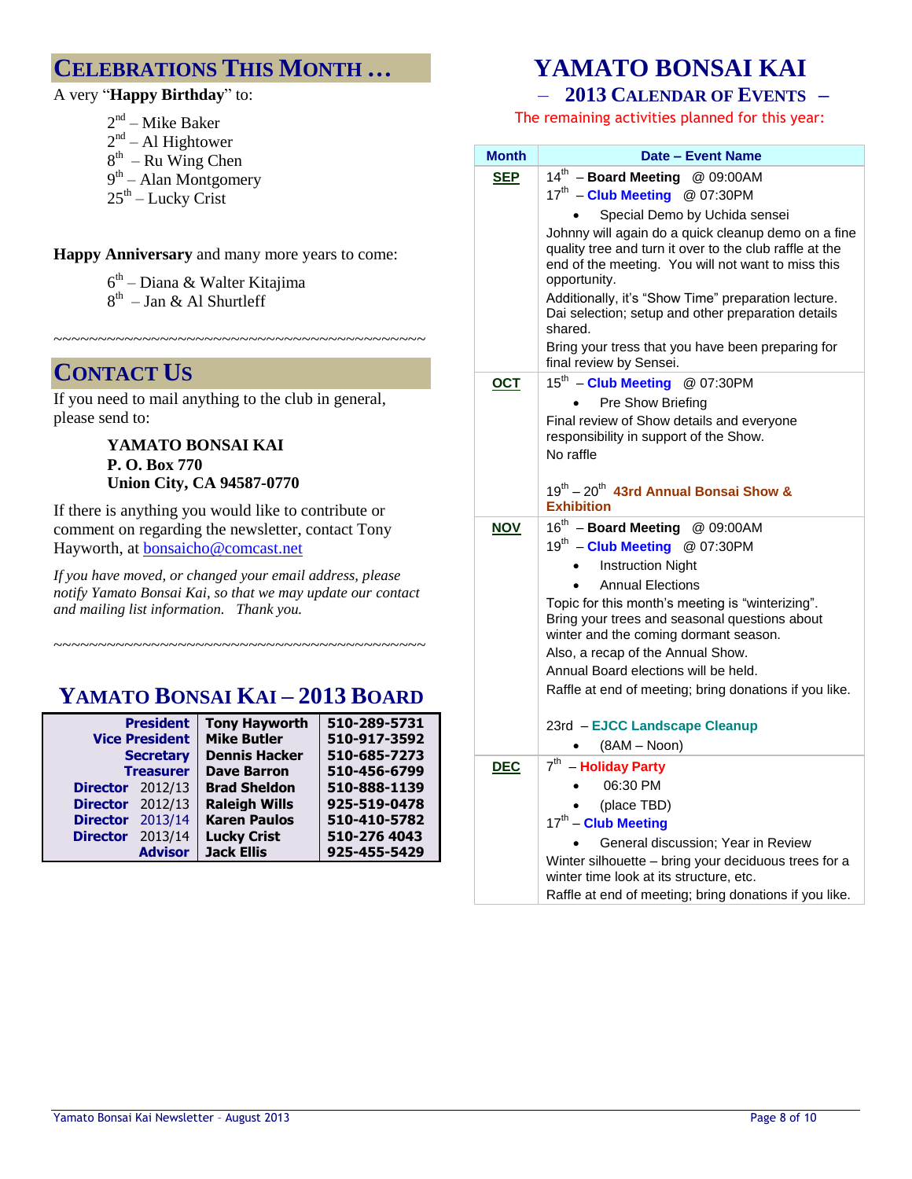## CELEBRATIONS THIS MONTH …

A very "**Happy Birthday**" to:

- 2nd – Mike Baker
- 2nd – Al Hightower
- 8th – Ru Wing Chen
- 9th – Alan Montgomery
- 25th – Lucky Crist

**Happy Anniversary** and many more years to come:

- 6th – Diana & Walter Kitajima
- 8th – Jan & Al Shurtleff

~~~~~~~~~~~~~~~~~~~~~~~~~~~~~~~~~~~~~~~~~~~~~~

## CONTACT US

If you need to mail anything to the club in general, please send to:

**YAMATO BONSAI KAI**
**P. O. Box 770**
**Union City, CA 94587-0770**

If there is anything you would like to contribute or comment on regarding the newsletter, contact Tony Hayworth, at bonsaicho@comcast.net

*If you have moved, or changed your email address, please notify Yamato Bonsai Kai, so that we may update our contact and mailing list information. Thank you.*

~~~~~~~~~~~~~~~~~~~~~~~~~~~~~~~~~~~~~~~~~~~~~~

## YAMATO BONSAI KAI – 2013 BOARD

| | | |
|---|---|---|
| **President** | **Tony Hayworth** | **510-289-5731** |
| **Vice President** | **Mike Butler** | **510-917-3592** |
| **Secretary** | **Dennis Hacker** | **510-685-7273** |
| **Treasurer** | **Dave Barron** | **510-456-6799** |
| **Director** 2012/13 | **Brad Sheldon** | **510-888-1139** |
| **Director** 2012/13 | **Raleigh Wills** | **925-519-0478** |
| **Director** 2013/14 | **Karen Paulos** | **510-410-5782** |
| **Director** 2013/14 | **Lucky Crist** | **510-276 4043** |
| **Advisor** | **Jack Ellis** | **925-455-5429** |

# YAMATO BONSAI KAI

## – 2013 CALENDAR OF EVENTS –

The remaining activities planned for this year:

| Month | Date – Event Name |
|---|---|
| **SEP** | 14th – **Board Meeting** @ 09:00AM<br>17th – **Club Meeting** @ 07:30PM<br>• Special Demo by Uchida sensei<br>Johnny will again do a quick cleanup demo on a fine quality tree and turn it over to the club raffle at the end of the meeting. You will not want to miss this opportunity.<br>Additionally, it's "Show Time" preparation lecture. Dai selection; setup and other preparation details shared.<br>Bring your tress that you have been preparing for final review by Sensei. |
| **OCT** | 15th – **Club Meeting** @ 07:30PM<br>• Pre Show Briefing<br>Final review of Show details and everyone responsibility in support of the Show.<br>No raffle<br><br>19th – 20th **43rd Annual Bonsai Show & Exhibition** |
| **NOV** | 16th – **Board Meeting** @ 09:00AM<br>19th – **Club Meeting** @ 07:30PM<br>• Instruction Night<br>• Annual Elections<br>Topic for this month's meeting is "winterizing". Bring your trees and seasonal questions about winter and the coming dormant season.<br>Also, a recap of the Annual Show.<br>Annual Board elections will be held.<br>Raffle at end of meeting; bring donations if you like.<br><br>23rd – **EJCC Landscape Cleanup**<br>• (8AM – Noon) |
| **DEC** | 7th – **Holiday Party**<br>• 06:30 PM<br>• (place TBD)<br>17th – **Club Meeting**<br>• General discussion; Year in Review<br>Winter silhouette – bring your deciduous trees for a winter time look at its structure, etc.<br>Raffle at end of meeting; bring donations if you like. |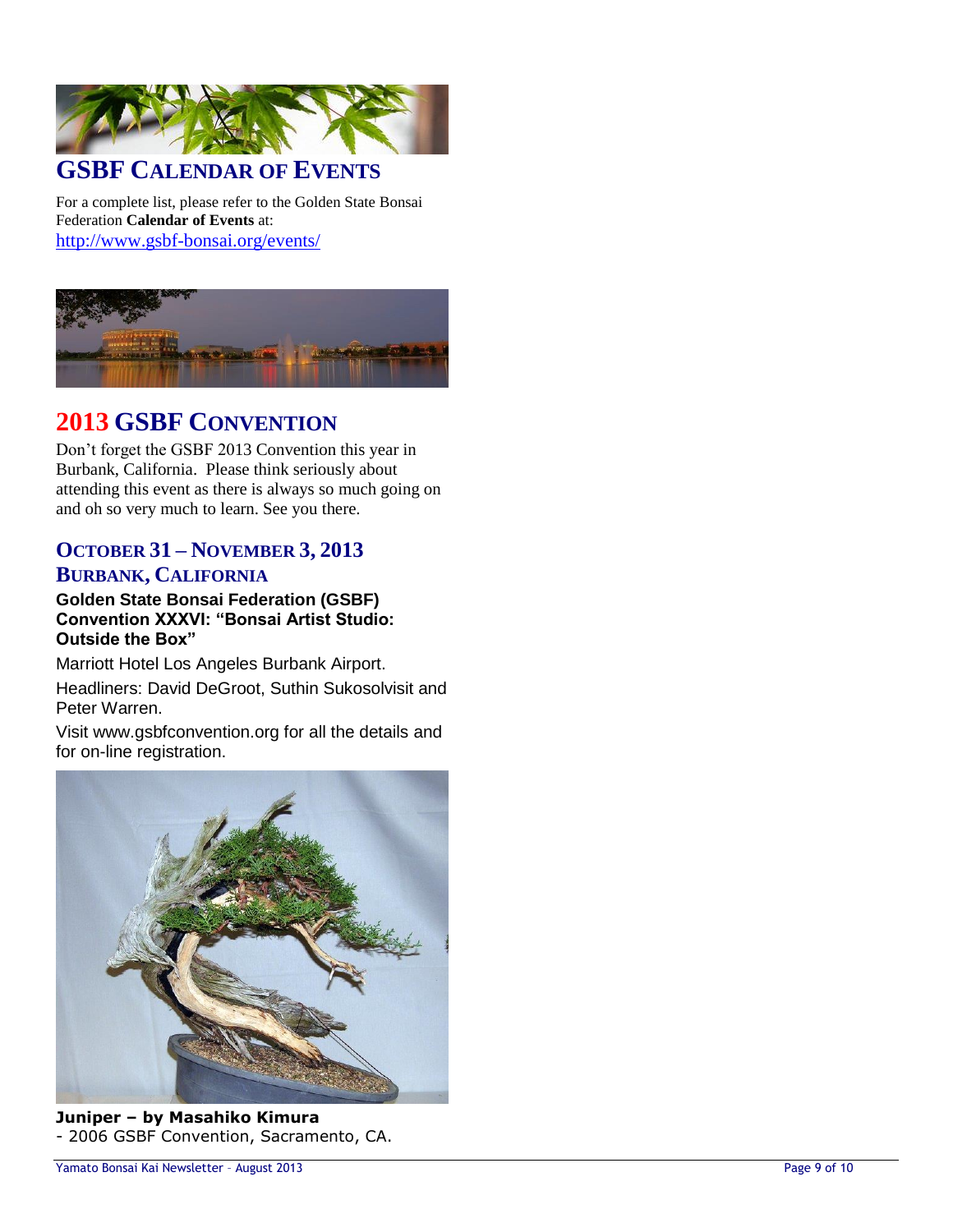## GSBF Calendar of Events

For a complete list, please refer to the Golden State Bonsai Federation **Calendar of Events** at:
http://www.gsbf-bonsai.org/events/

## 2013 GSBF Convention

Don't forget the GSBF 2013 Convention this year in Burbank, California. Please think seriously about attending this event as there is always so much going on and oh so very much to learn. See you there.

### October 31 – November 3, 2013
### Burbank, California

**Golden State Bonsai Federation (GSBF) Convention XXXVI: "Bonsai Artist Studio: Outside the Box"**

Marriott Hotel Los Angeles Burbank Airport.

Headliners: David DeGroot, Suthin Sukosolvisit and Peter Warren.

Visit www.gsbfconvention.org for all the details and for on-line registration.

**Juniper – by Masahiko Kimura**
- 2006 GSBF Convention, Sacramento, CA.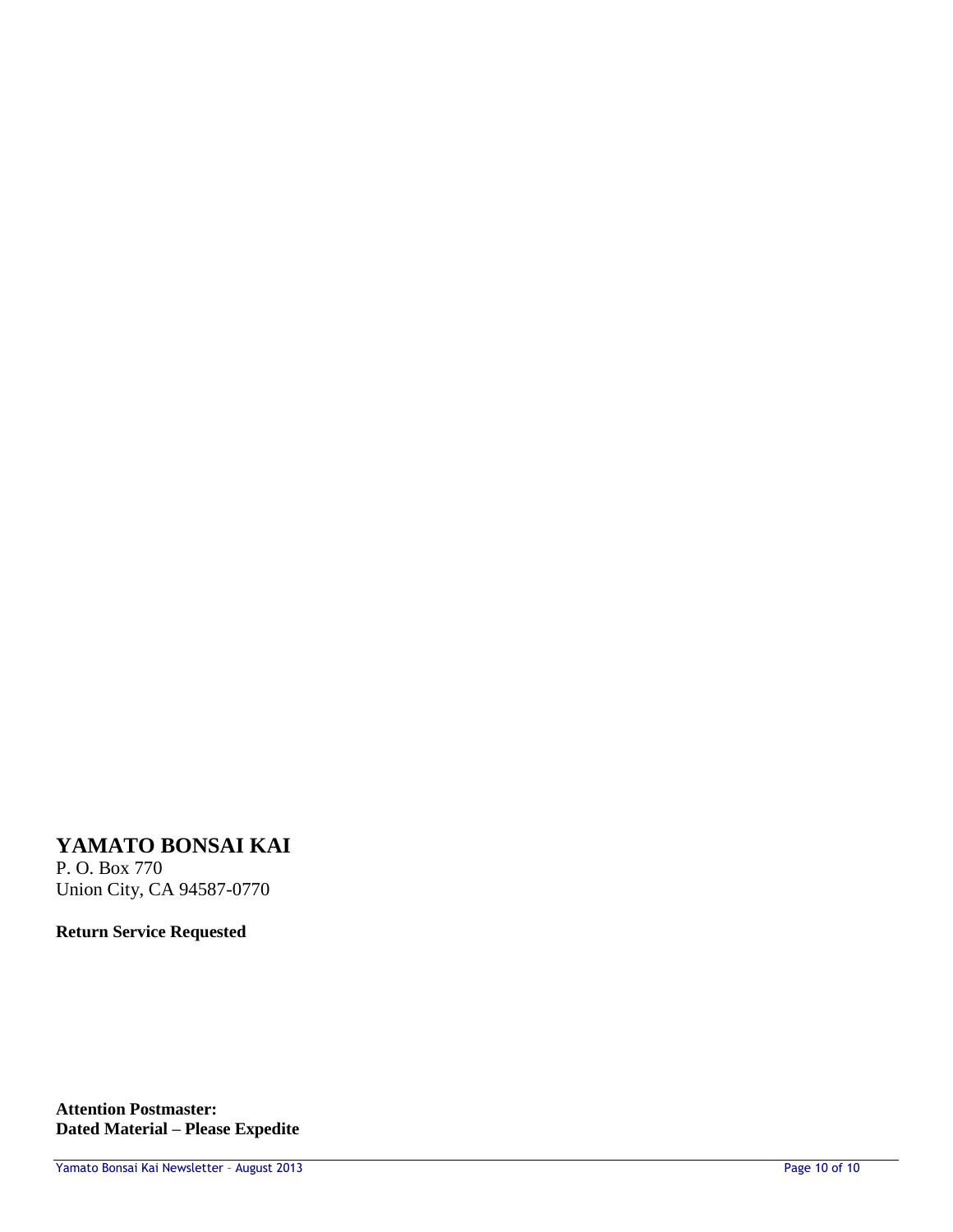**YAMATO BONSAI KAI**
P. O. Box 770
Union City, CA 94587-0770

**Return Service Requested**

**Attention Postmaster:**
**Dated Material – Please Expedite**